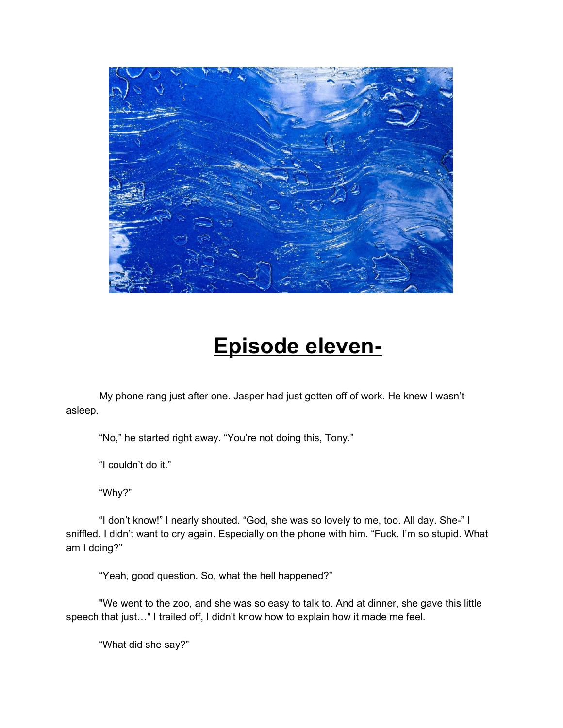# <u>Episode eleven-</u>

My phone rang just after one. Jasper had just gotten off of work. He knew I wasn't asleep.

"No," he started right away. "You're not doing this, Tony."

"I couldn't do it."

"Why?"

"I don't know!" I nearly shouted. "God, she was so lovely to me, too. All day. She-" I sniffled. I didn't want to cry again. Especially on the phone with him. "Fuck. I'm so stupid. What am I doing?"

"Yeah, good question. So, what the hell happened?"

"We went to the zoo, and she was so easy to talk to. And at dinner, she gave this little speech that just…" I trailed off, I didn't know how to explain how it made me feel.

"What did she say?"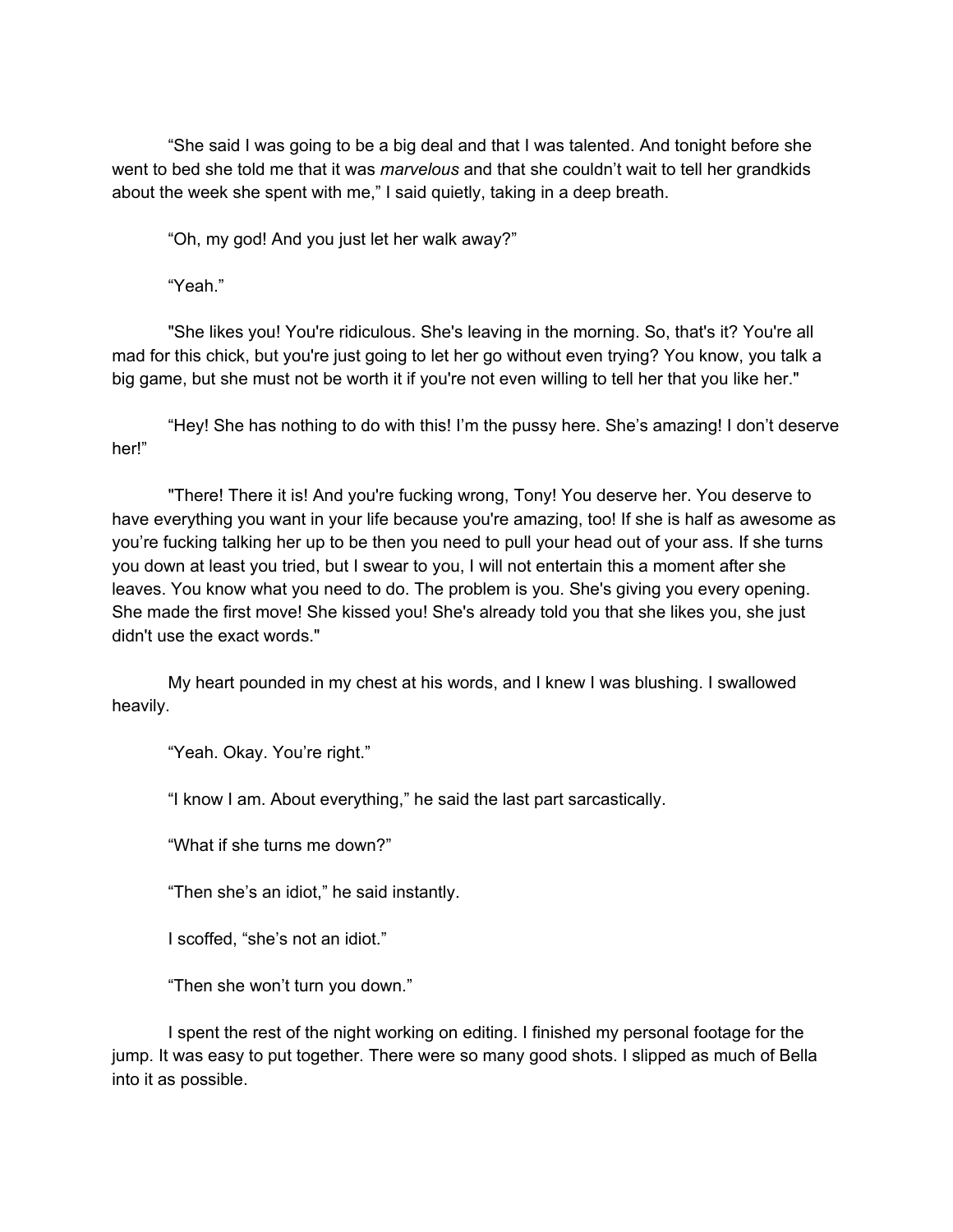"She said I was going to be a big deal and that I was talented. And tonight before she went to bed she told me that it was *marvelous* and that she couldn't wait to tell her grandkids about the week she spent with me," I said quietly, taking in a deep breath.

"Oh, my god! And you just let her walk away?"

"Yeah."

"She likes you! You're ridiculous. She's leaving in the morning. So, that's it? You're all mad for this chick, but you're just going to let her go without even trying? You know, you talk a big game, but she must not be worth it if you're not even willing to tell her that you like her."

"Hey! She has nothing to do with this! I'm the pussy here. She's amazing! I don't deserve her!"

"There! There it is! And you're fucking wrong, Tony! You deserve her. You deserve to have everything you want in your life because you're amazing, too! If she is half as awesome as you're fucking talking her up to be then you need to pull your head out of your ass. If she turns you down at least you tried, but I swear to you, I will not entertain this a moment after she leaves. You know what you need to do. The problem is you. She's giving you every opening. She made the first move! She kissed you! She's already told you that she likes you, she just didn't use the exact words."

My heart pounded in my chest at his words, and I knew I was blushing. I swallowed heavily.

"Yeah. Okay. You're right."

"I know I am. About everything," he said the last part sarcastically.

"What if she turns me down?"

"Then she's an idiot," he said instantly.

I scoffed, "she's not an idiot."

"Then she won't turn you down."

I spent the rest of the night working on editing. I finished my personal footage for the jump. It was easy to put together. There were so many good shots. I slipped as much of Bella into it as possible.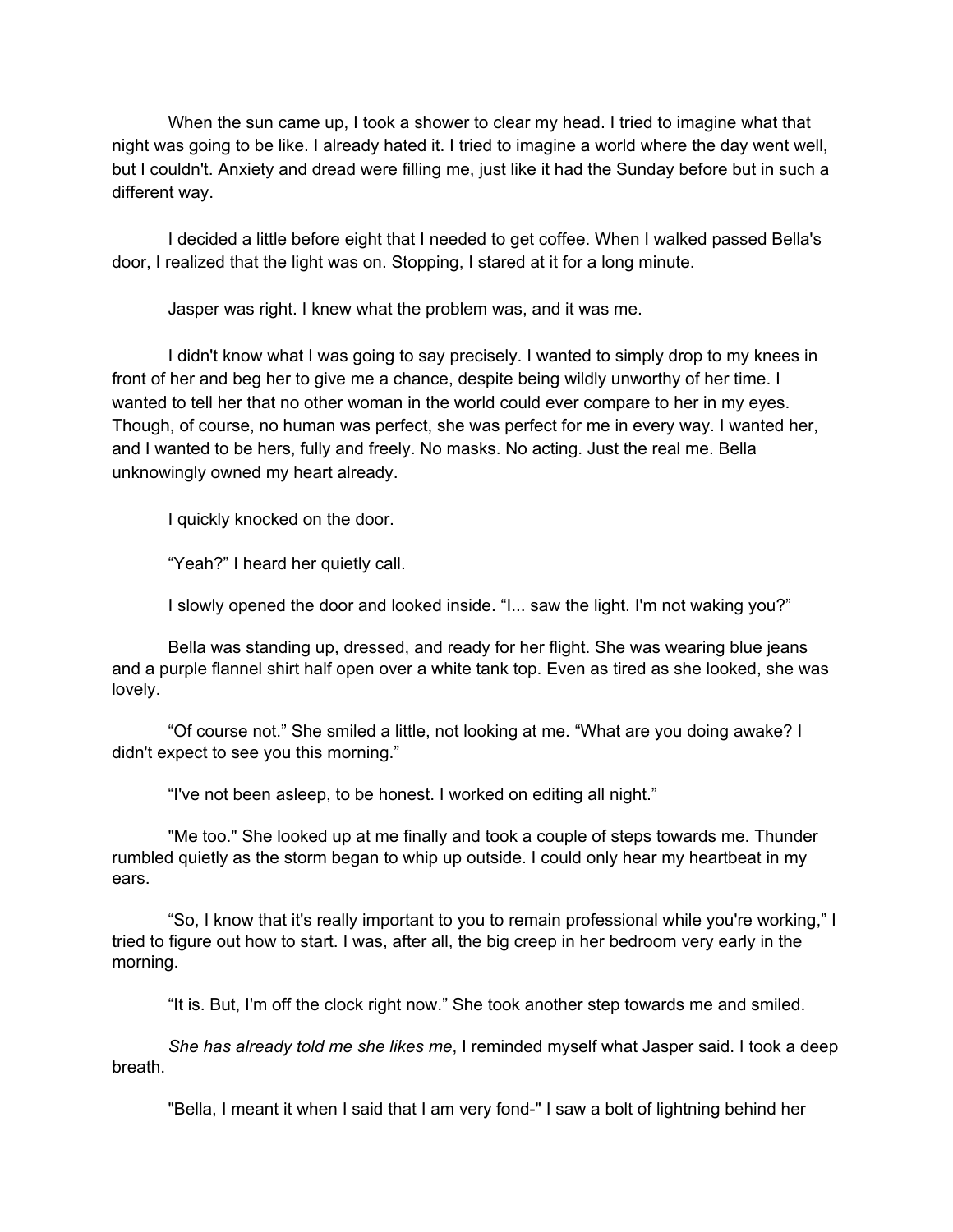When the sun came up, I took a shower to clear my head. I tried to imagine what that night was going to be like. I already hated it. I tried to imagine a world where the day went well, but I couldn't. Anxiety and dread were filling me, just like it had the Sunday before but in such a different way.

I decided a little before eight that I needed to get coffee. When I walked passed Bella's door, I realized that the light was on. Stopping, I stared at it for a long minute.

Jasper was right. I knew what the problem was, and it was me.

I didn't know what I was going to say precisely. I wanted to simply drop to my knees in front of her and beg her to give me a chance, despite being wildly unworthy of her time. I wanted to tell her that no other woman in the world could ever compare to her in my eyes. Though, of course, no human was perfect, she was perfect for me in every way. I wanted her, and I wanted to be hers, fully and freely. No masks. No acting. Just the real me. Bella unknowingly owned my heart already.

I quickly knocked on the door.

"Yeah?" I heard her quietly call.

I slowly opened the door and looked inside. "I... saw the light. I'm not waking you?"

Bella was standing up, dressed, and ready for her flight. She was wearing blue jeans and a purple flannel shirt half open over a white tank top. Even as tired as she looked, she was lovely.

"Of course not." She smiled a little, not looking at me. "What are you doing awake? I didn't expect to see you this morning."

"I've not been asleep, to be honest. I worked on editing all night."

"Me too." She looked up at me finally and took a couple of steps towards me. Thunder rumbled quietly as the storm began to whip up outside. I could only hear my heartbeat in my ears.

"So, I know that it's really important to you to remain professional while you're working," I tried to figure out how to start. I was, after all, the big creep in her bedroom very early in the morning.

"It is. But, I'm off the clock right now." She took another step towards me and smiled.

*She has already told me she likes me*, I reminded myself what Jasper said. I took a deep breath.

"Bella, I meant it when I said that I am very fond-" I saw a bolt of lightning behind her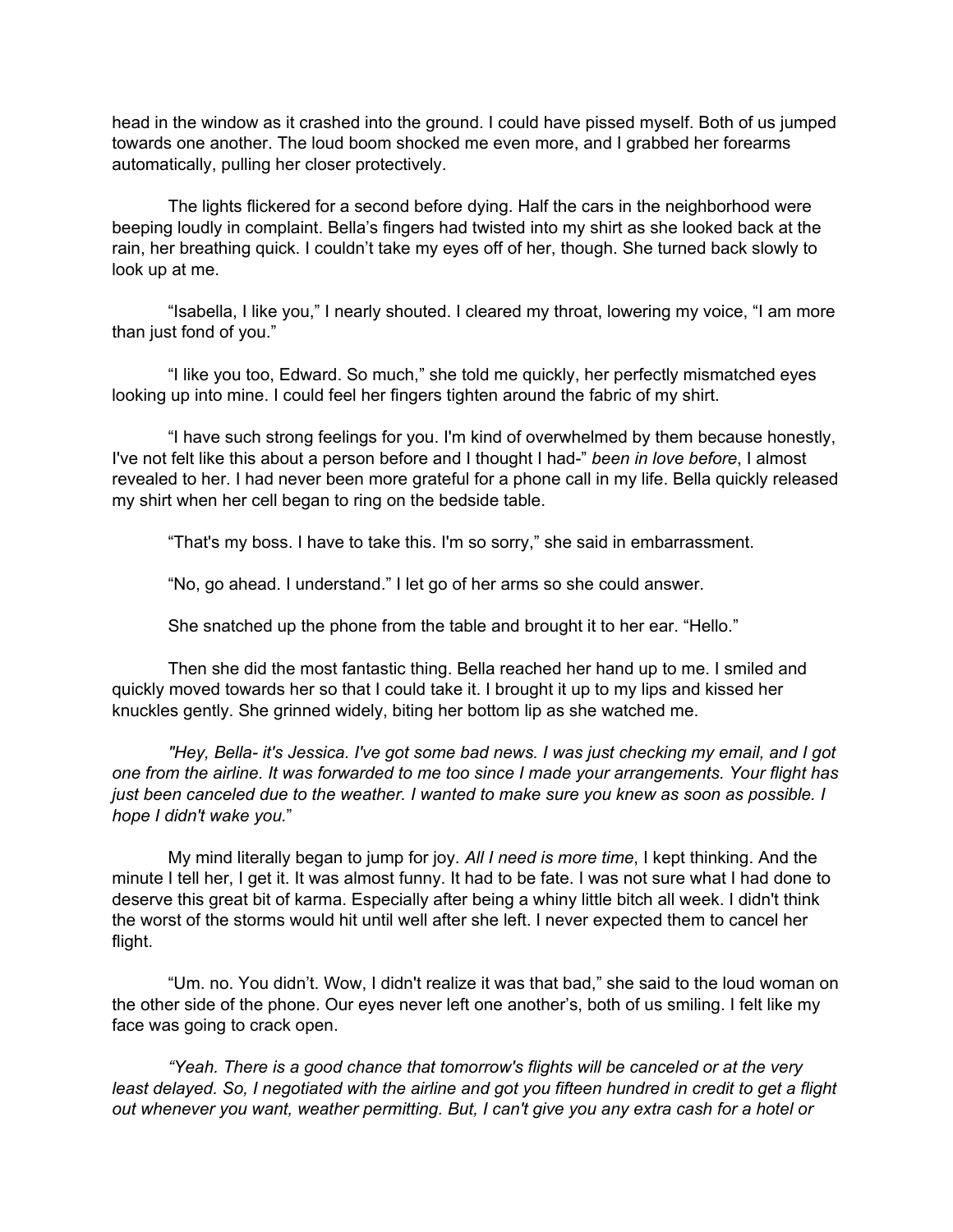head in the window as it crashed into the ground. I could have pissed myself. Both of us jumped towards one another. The loud boom shocked me even more, and I grabbed her forearms automatically, pulling her closer protectively.

The lights flickered for a second before dying. Half the cars in the neighborhood were beeping loudly in complaint. Bella's fingers had twisted into my shirt as she looked back at the rain, her breathing quick. I couldn't take my eyes off of her, though. She turned back slowly to look up at me.

"Isabella, I like you," I nearly shouted. I cleared my throat, lowering my voice, "I am more than just fond of you."

"I like you too, Edward. So much," she told me quickly, her perfectly mismatched eyes looking up into mine. I could feel her fingers tighten around the fabric of my shirt.

"I have such strong feelings for you. I'm kind of overwhelmed by them because honestly, I've not felt like this about a person before and I thought I had-" *been in love before*, I almost revealed to her. I had never been more grateful for a phone call in my life. Bella quickly released my shirt when her cell began to ring on the bedside table.

"That's my boss. I have to take this. I'm so sorry," she said in embarrassment.

"No, go ahead. I understand." I let go of her arms so she could answer.

She snatched up the phone from the table and brought it to her ear. "Hello."

Then she did the most fantastic thing. Bella reached her hand up to me. I smiled and quickly moved towards her so that I could take it. I brought it up to my lips and kissed her knuckles gently. She grinned widely, biting her bottom lip as she watched me.

*"Hey, Bella- it's Jessica. I've got some bad news. I was just checking my email, and I got one from the airline. It was forwarded to me too since I made your arrangements. Your flight has just been canceled due to the weather. I wanted to make sure you knew as soon as possible. I hope I didn't wake you."*

My mind literally began to jump for joy. *All I need is more time*, I kept thinking. And the minute I tell her, I get it. It was almost funny. It had to be fate. I was not sure what I had done to deserve this great bit of karma. Especially after being a whiny little bitch all week. I didn't think the worst of the storms would hit until well after she left. I never expected them to cancel her flight.

"Um. no. You didn't. Wow, I didn't realize it was that bad," she said to the loud woman on the other side of the phone. Our eyes never left one another's, both of us smiling. I felt like my face was going to crack open.

*"Yeah. There is a good chance that tomorrow's flights will be canceled or at the very least delayed. So, I negotiated with the airline and got you fifteen hundred in credit to get a flight out whenever you want, weather permitting. But, I can't give you any extra cash for a hotel or*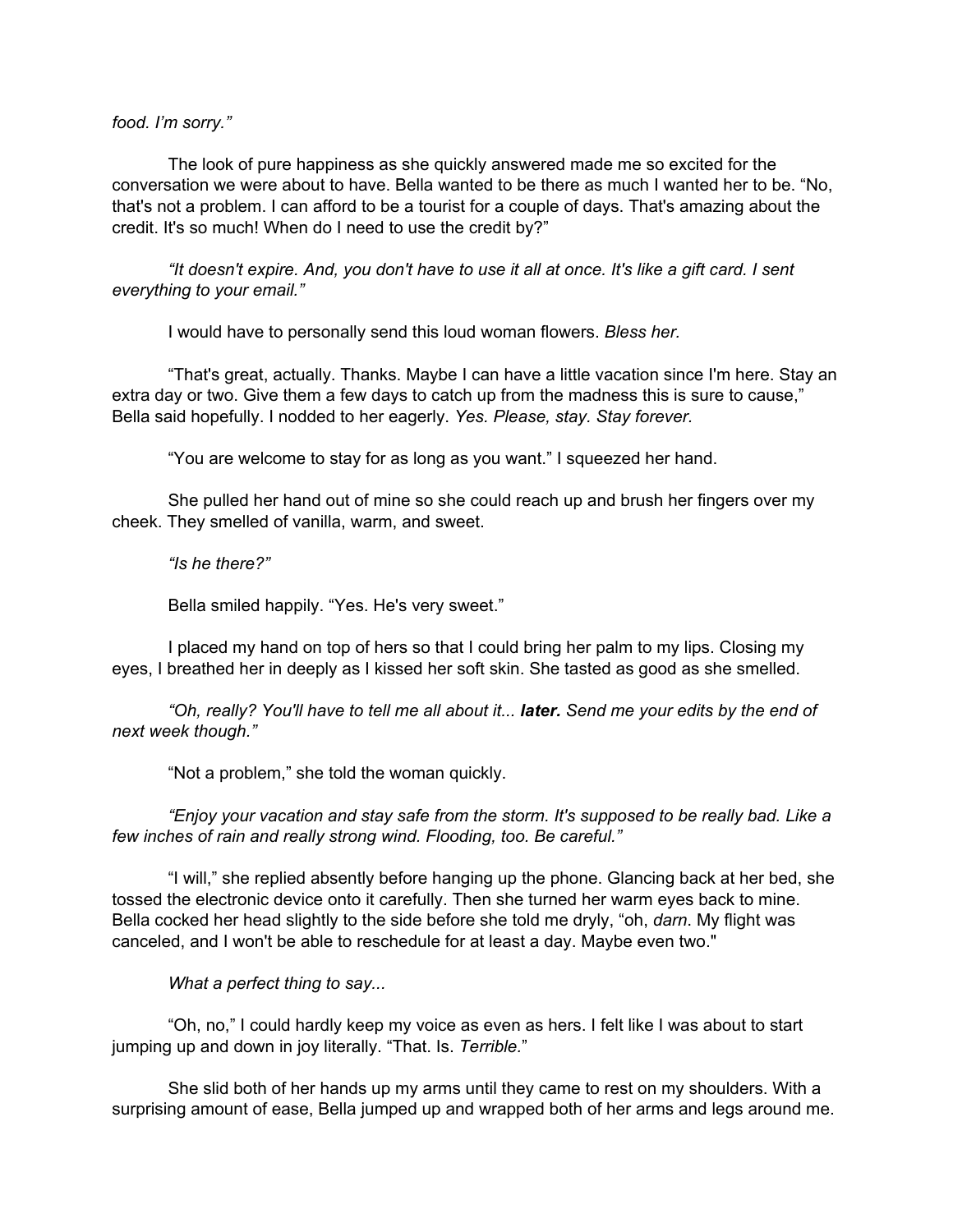*food. I'm sorry."*

The look of pure happiness as she quickly answered made me so excited for the conversation we were about to have. Bella wanted to be there as much I wanted her to be. "No, that's not a problem. I can afford to be a tourist for a couple of days. That's amazing about the credit. It's so much! When do I need to use the credit by?"

*"It doesn't expire. And, you don't have to use it all at once. It's like a gift card. I sent everything to your email."*

I would have to personally send this loud woman flowers. *Bless her.*

"That's great, actually. Thanks. Maybe I can have a little vacation since I'm here. Stay an extra day or two. Give them a few days to catch up from the madness this is sure to cause," Bella said hopefully. I nodded to her eagerly. *Yes. Please, stay. Stay forever.*

"You are welcome to stay for as long as you want." I squeezed her hand.

She pulled her hand out of mine so she could reach up and brush her fingers over my cheek. They smelled of vanilla, warm, and sweet.

*"Is he there?"*

Bella smiled happily. "Yes. He's very sweet."

I placed my hand on top of hers so that I could bring her palm to my lips. Closing my eyes, I breathed her in deeply as I kissed her soft skin. She tasted as good as she smelled.

*"Oh, really? You'll have to tell me all about it...* ***later.*** *Send me your edits by the end of next week though."*

"Not a problem," she told the woman quickly.

*"Enjoy your vacation and stay safe from the storm. It's supposed to be really bad. Like a few inches of rain and really strong wind. Flooding, too. Be careful."*

"I will," she replied absently before hanging up the phone. Glancing back at her bed, she tossed the electronic device onto it carefully. Then she turned her warm eyes back to mine. Bella cocked her head slightly to the side before she told me dryly, "oh, *darn*. My flight was canceled, and I won't be able to reschedule for at least a day. Maybe even two."

*What a perfect thing to say...*

"Oh, no," I could hardly keep my voice as even as hers. I felt like I was about to start jumping up and down in joy literally. "That. Is. *Terrible.*"

She slid both of her hands up my arms until they came to rest on my shoulders. With a surprising amount of ease, Bella jumped up and wrapped both of her arms and legs around me.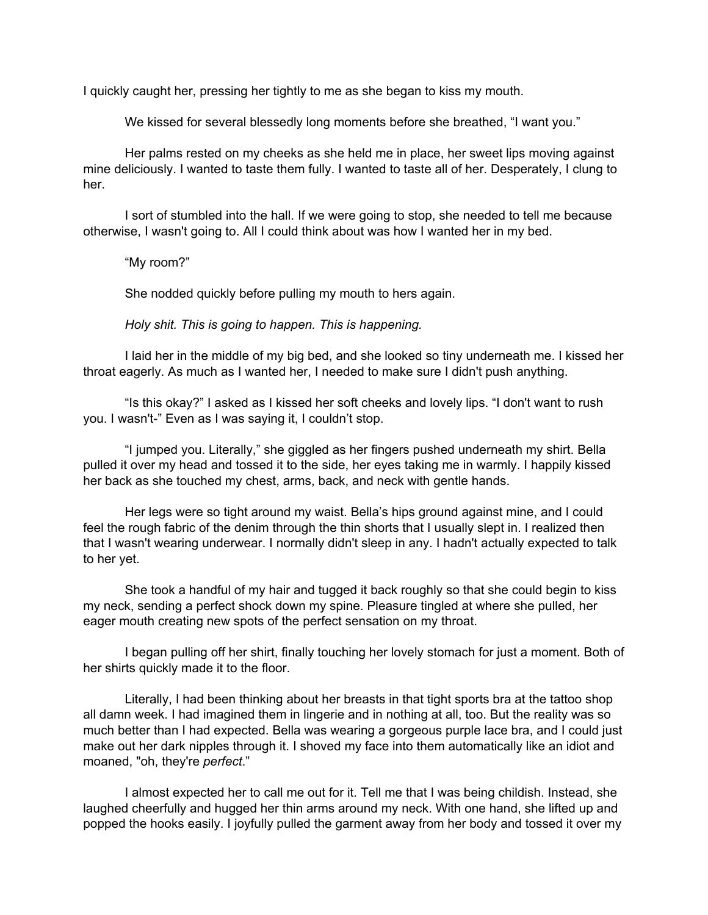I quickly caught her, pressing her tightly to me as she began to kiss my mouth.

We kissed for several blessedly long moments before she breathed, “I want you.”

Her palms rested on my cheeks as she held me in place, her sweet lips moving against mine deliciously. I wanted to taste them fully. I wanted to taste all of her. Desperately, I clung to her.

I sort of stumbled into the hall. If we were going to stop, she needed to tell me because otherwise, I wasn't going to. All I could think about was how I wanted her in my bed.

“My room?”

She nodded quickly before pulling my mouth to hers again.

*Holy shit. This is going to happen. This is happening.*

I laid her in the middle of my big bed, and she looked so tiny underneath me. I kissed her throat eagerly. As much as I wanted her, I needed to make sure I didn't push anything.

“Is this okay?” I asked as I kissed her soft cheeks and lovely lips. “I don't want to rush you. I wasn't-” Even as I was saying it, I couldn’t stop.

“I jumped you. Literally,” she giggled as her fingers pushed underneath my shirt. Bella pulled it over my head and tossed it to the side, her eyes taking me in warmly. I happily kissed her back as she touched my chest, arms, back, and neck with gentle hands.

Her legs were so tight around my waist. Bella’s hips ground against mine, and I could feel the rough fabric of the denim through the thin shorts that I usually slept in. I realized then that I wasn't wearing underwear. I normally didn't sleep in any. I hadn't actually expected to talk to her yet.

She took a handful of my hair and tugged it back roughly so that she could begin to kiss my neck, sending a perfect shock down my spine. Pleasure tingled at where she pulled, her eager mouth creating new spots of the perfect sensation on my throat.

I began pulling off her shirt, finally touching her lovely stomach for just a moment. Both of her shirts quickly made it to the floor.

Literally, I had been thinking about her breasts in that tight sports bra at the tattoo shop all damn week. I had imagined them in lingerie and in nothing at all, too. But the reality was so much better than I had expected. Bella was wearing a gorgeous purple lace bra, and I could just make out her dark nipples through it. I shoved my face into them automatically like an idiot and moaned, "oh, they're *perfect*.”

I almost expected her to call me out for it. Tell me that I was being childish. Instead, she laughed cheerfully and hugged her thin arms around my neck. With one hand, she lifted up and popped the hooks easily. I joyfully pulled the garment away from her body and tossed it over my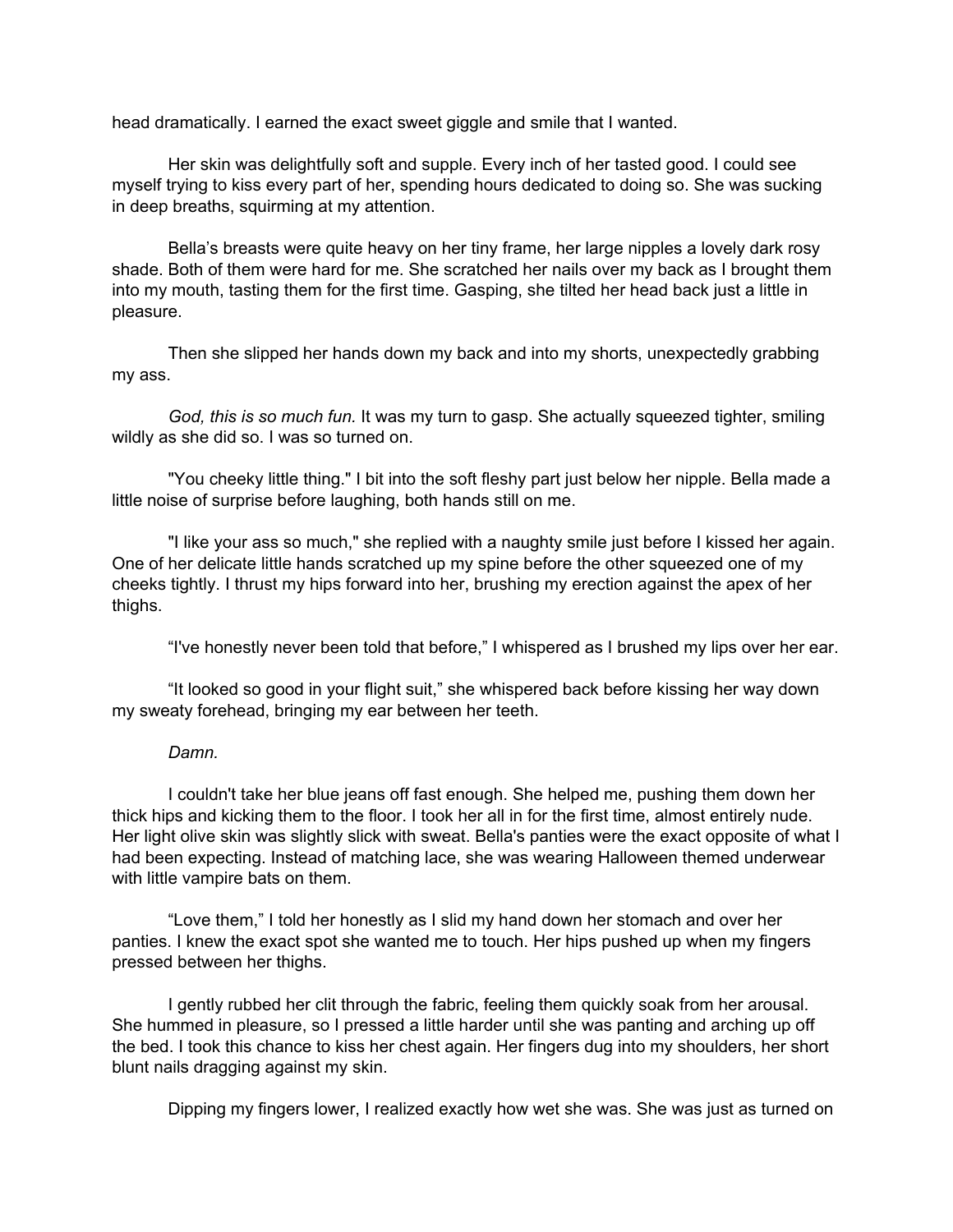head dramatically. I earned the exact sweet giggle and smile that I wanted.

Her skin was delightfully soft and supple. Every inch of her tasted good. I could see myself trying to kiss every part of her, spending hours dedicated to doing so. She was sucking in deep breaths, squirming at my attention.

Bella's breasts were quite heavy on her tiny frame, her large nipples a lovely dark rosy shade. Both of them were hard for me. She scratched her nails over my back as I brought them into my mouth, tasting them for the first time. Gasping, she tilted her head back just a little in pleasure.

Then she slipped her hands down my back and into my shorts, unexpectedly grabbing my ass.

*God, this is so much fun.* It was my turn to gasp. She actually squeezed tighter, smiling wildly as she did so. I was so turned on.

"You cheeky little thing." I bit into the soft fleshy part just below her nipple. Bella made a little noise of surprise before laughing, both hands still on me.

"I like your ass so much," she replied with a naughty smile just before I kissed her again. One of her delicate little hands scratched up my spine before the other squeezed one of my cheeks tightly. I thrust my hips forward into her, brushing my erection against the apex of her thighs.

"I've honestly never been told that before," I whispered as I brushed my lips over her ear.

"It looked so good in your flight suit," she whispered back before kissing her way down my sweaty forehead, bringing my ear between her teeth.

*Damn.*

I couldn't take her blue jeans off fast enough. She helped me, pushing them down her thick hips and kicking them to the floor. I took her all in for the first time, almost entirely nude. Her light olive skin was slightly slick with sweat. Bella's panties were the exact opposite of what I had been expecting. Instead of matching lace, she was wearing Halloween themed underwear with little vampire bats on them.

"Love them," I told her honestly as I slid my hand down her stomach and over her panties. I knew the exact spot she wanted me to touch. Her hips pushed up when my fingers pressed between her thighs.

I gently rubbed her clit through the fabric, feeling them quickly soak from her arousal. She hummed in pleasure, so I pressed a little harder until she was panting and arching up off the bed. I took this chance to kiss her chest again. Her fingers dug into my shoulders, her short blunt nails dragging against my skin.

Dipping my fingers lower, I realized exactly how wet she was. She was just as turned on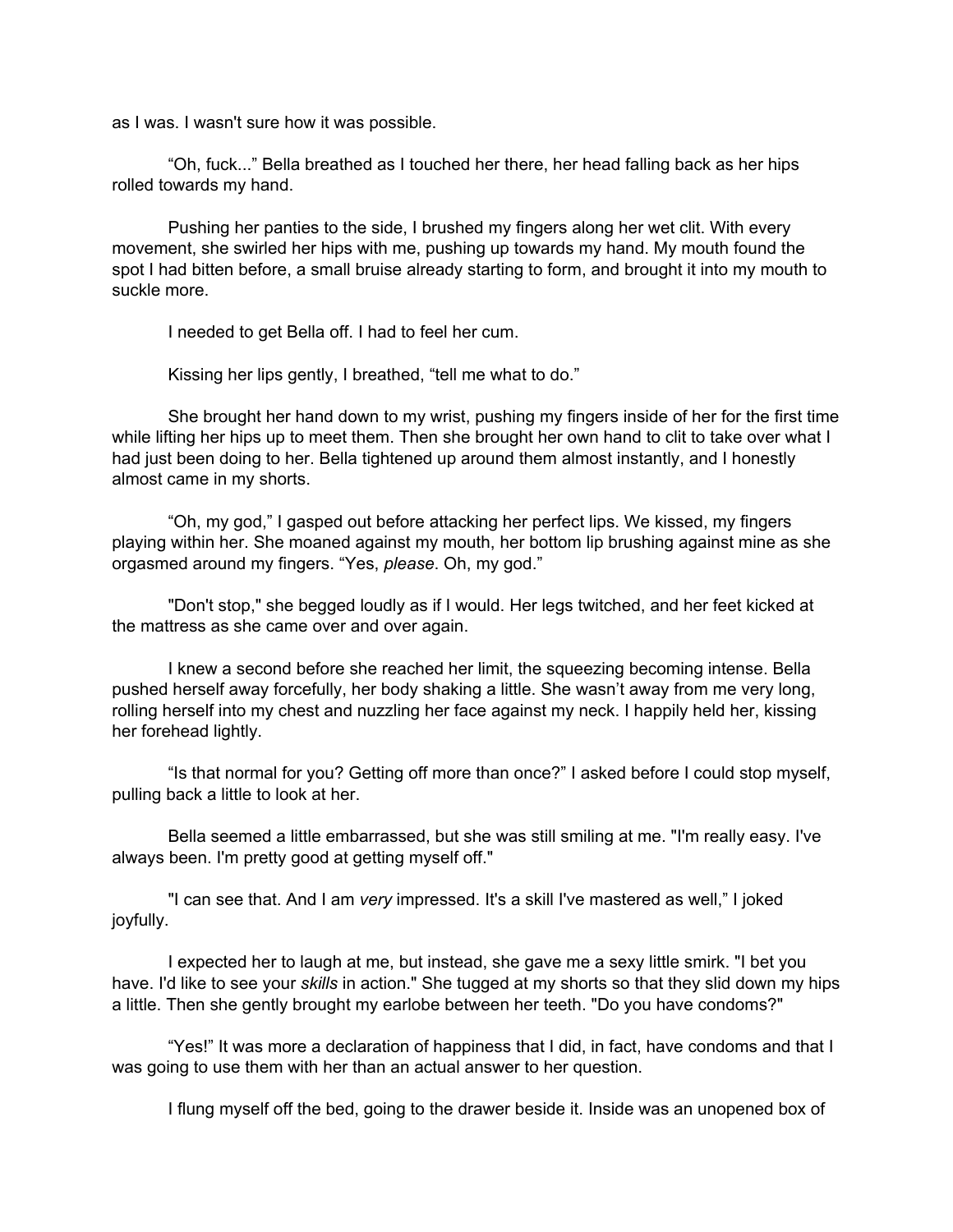as I was. I wasn't sure how it was possible.

"Oh, fuck..." Bella breathed as I touched her there, her head falling back as her hips rolled towards my hand.

Pushing her panties to the side, I brushed my fingers along her wet clit. With every movement, she swirled her hips with me, pushing up towards my hand. My mouth found the spot I had bitten before, a small bruise already starting to form, and brought it into my mouth to suckle more.

I needed to get Bella off. I had to feel her cum.

Kissing her lips gently, I breathed, "tell me what to do."

She brought her hand down to my wrist, pushing my fingers inside of her for the first time while lifting her hips up to meet them. Then she brought her own hand to clit to take over what I had just been doing to her. Bella tightened up around them almost instantly, and I honestly almost came in my shorts.

"Oh, my god," I gasped out before attacking her perfect lips. We kissed, my fingers playing within her. She moaned against my mouth, her bottom lip brushing against mine as she orgasmed around my fingers. "Yes, *please*. Oh, my god."

"Don't stop," she begged loudly as if I would. Her legs twitched, and her feet kicked at the mattress as she came over and over again.

I knew a second before she reached her limit, the squeezing becoming intense. Bella pushed herself away forcefully, her body shaking a little. She wasn't away from me very long, rolling herself into my chest and nuzzling her face against my neck. I happily held her, kissing her forehead lightly.

"Is that normal for you? Getting off more than once?" I asked before I could stop myself, pulling back a little to look at her.

Bella seemed a little embarrassed, but she was still smiling at me. "I'm really easy. I've always been. I'm pretty good at getting myself off."

"I can see that. And I am *very* impressed. It's a skill I've mastered as well," I joked joyfully.

I expected her to laugh at me, but instead, she gave me a sexy little smirk. "I bet you have. I'd like to see your *skills* in action." She tugged at my shorts so that they slid down my hips a little. Then she gently brought my earlobe between her teeth. "Do you have condoms?"

"Yes!" It was more a declaration of happiness that I did, in fact, have condoms and that I was going to use them with her than an actual answer to her question.

I flung myself off the bed, going to the drawer beside it. Inside was an unopened box of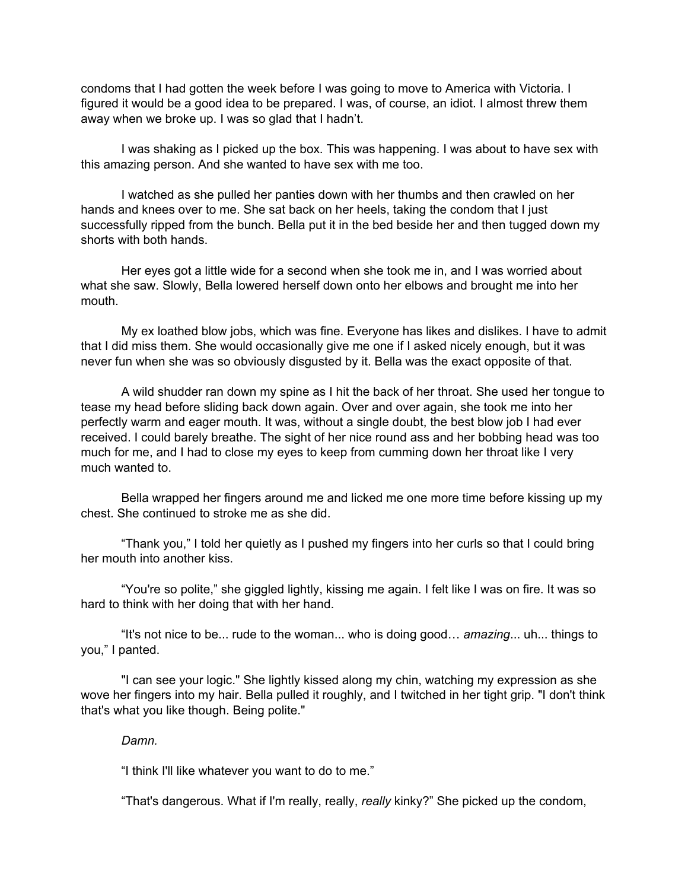condoms that I had gotten the week before I was going to move to America with Victoria. I figured it would be a good idea to be prepared. I was, of course, an idiot. I almost threw them away when we broke up. I was so glad that I hadn't.

I was shaking as I picked up the box. This was happening. I was about to have sex with this amazing person. And she wanted to have sex with me too.

I watched as she pulled her panties down with her thumbs and then crawled on her hands and knees over to me. She sat back on her heels, taking the condom that I just successfully ripped from the bunch. Bella put it in the bed beside her and then tugged down my shorts with both hands.

Her eyes got a little wide for a second when she took me in, and I was worried about what she saw. Slowly, Bella lowered herself down onto her elbows and brought me into her mouth.

My ex loathed blow jobs, which was fine. Everyone has likes and dislikes. I have to admit that I did miss them. She would occasionally give me one if I asked nicely enough, but it was never fun when she was so obviously disgusted by it. Bella was the exact opposite of that.

A wild shudder ran down my spine as I hit the back of her throat. She used her tongue to tease my head before sliding back down again. Over and over again, she took me into her perfectly warm and eager mouth. It was, without a single doubt, the best blow job I had ever received. I could barely breathe. The sight of her nice round ass and her bobbing head was too much for me, and I had to close my eyes to keep from cumming down her throat like I very much wanted to.

Bella wrapped her fingers around me and licked me one more time before kissing up my chest. She continued to stroke me as she did.

"Thank you," I told her quietly as I pushed my fingers into her curls so that I could bring her mouth into another kiss.

"You're so polite," she giggled lightly, kissing me again. I felt like I was on fire. It was so hard to think with her doing that with her hand.

"It's not nice to be... rude to the woman... who is doing good… *amazing*... uh... things to you," I panted.

"I can see your logic." She lightly kissed along my chin, watching my expression as she wove her fingers into my hair. Bella pulled it roughly, and I twitched in her tight grip. "I don't think that's what you like though. Being polite."

*Damn.*

"I think I'll like whatever you want to do to me."

"That's dangerous. What if I'm really, really, *really* kinky?" She picked up the condom,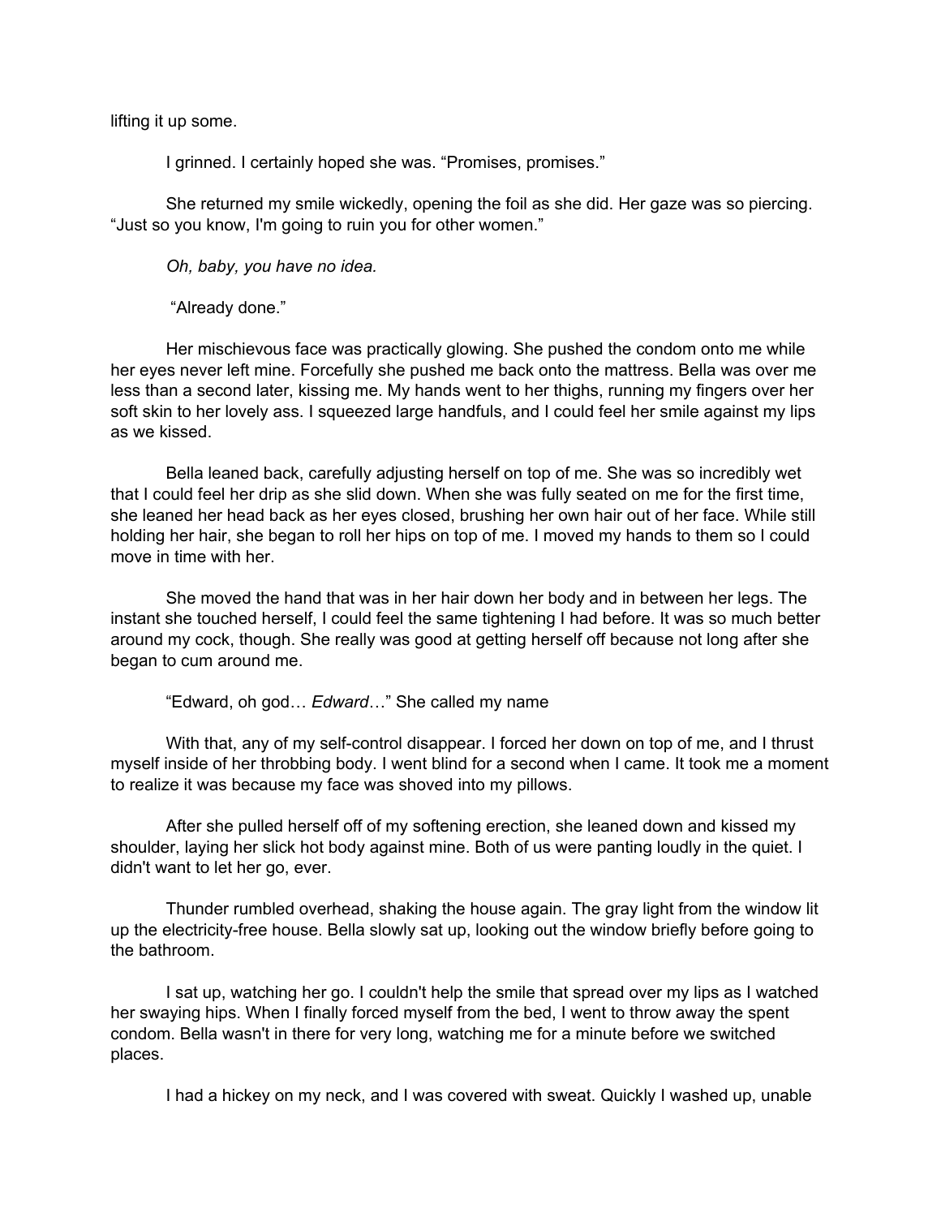lifting it up some.

I grinned. I certainly hoped she was. “Promises, promises.”

She returned my smile wickedly, opening the foil as she did. Her gaze was so piercing. “Just so you know, I'm going to ruin you for other women.”

*Oh, baby, you have no idea.*

“Already done.”

Her mischievous face was practically glowing. She pushed the condom onto me while her eyes never left mine. Forcefully she pushed me back onto the mattress. Bella was over me less than a second later, kissing me. My hands went to her thighs, running my fingers over her soft skin to her lovely ass. I squeezed large handfuls, and I could feel her smile against my lips as we kissed.

Bella leaned back, carefully adjusting herself on top of me. She was so incredibly wet that I could feel her drip as she slid down. When she was fully seated on me for the first time, she leaned her head back as her eyes closed, brushing her own hair out of her face. While still holding her hair, she began to roll her hips on top of me. I moved my hands to them so I could move in time with her.

She moved the hand that was in her hair down her body and in between her legs. The instant she touched herself, I could feel the same tightening I had before. It was so much better around my cock, though. She really was good at getting herself off because not long after she began to cum around me.

“Edward, oh god… *Edward*…” She called my name

With that, any of my self-control disappear. I forced her down on top of me, and I thrust myself inside of her throbbing body. I went blind for a second when I came. It took me a moment to realize it was because my face was shoved into my pillows.

After she pulled herself off of my softening erection, she leaned down and kissed my shoulder, laying her slick hot body against mine. Both of us were panting loudly in the quiet. I didn't want to let her go, ever.

Thunder rumbled overhead, shaking the house again. The gray light from the window lit up the electricity-free house. Bella slowly sat up, looking out the window briefly before going to the bathroom.

I sat up, watching her go. I couldn't help the smile that spread over my lips as I watched her swaying hips. When I finally forced myself from the bed, I went to throw away the spent condom. Bella wasn't in there for very long, watching me for a minute before we switched places.

I had a hickey on my neck, and I was covered with sweat. Quickly I washed up, unable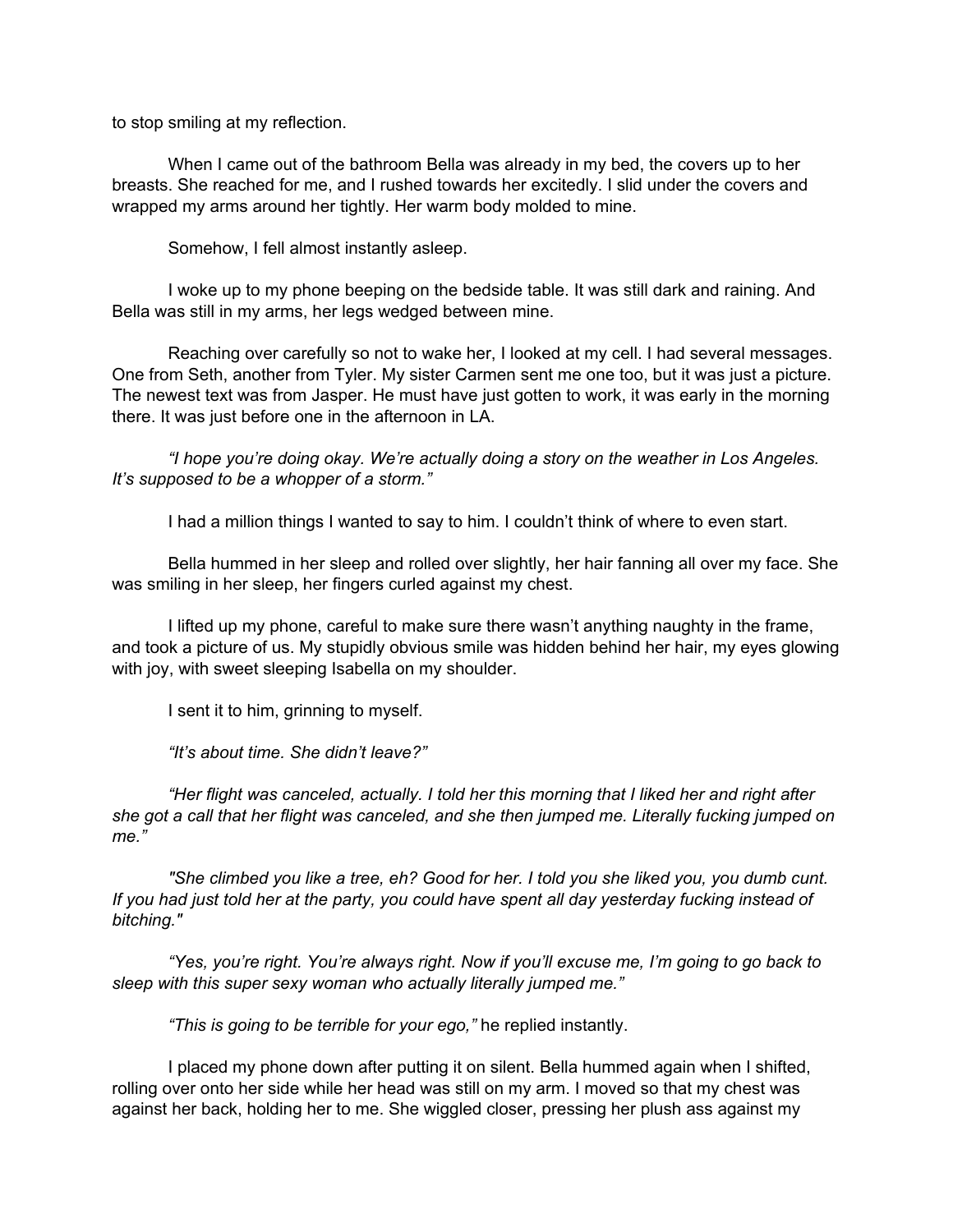to stop smiling at my reflection.

When I came out of the bathroom Bella was already in my bed, the covers up to her breasts. She reached for me, and I rushed towards her excitedly. I slid under the covers and wrapped my arms around her tightly. Her warm body molded to mine.

Somehow, I fell almost instantly asleep.

I woke up to my phone beeping on the bedside table. It was still dark and raining. And Bella was still in my arms, her legs wedged between mine.

Reaching over carefully so not to wake her, I looked at my cell. I had several messages. One from Seth, another from Tyler. My sister Carmen sent me one too, but it was just a picture. The newest text was from Jasper. He must have just gotten to work, it was early in the morning there. It was just before one in the afternoon in LA.

*"I hope you're doing okay. We're actually doing a story on the weather in Los Angeles. It's supposed to be a whopper of a storm."*

I had a million things I wanted to say to him. I couldn't think of where to even start.

Bella hummed in her sleep and rolled over slightly, her hair fanning all over my face. She was smiling in her sleep, her fingers curled against my chest.

I lifted up my phone, careful to make sure there wasn't anything naughty in the frame, and took a picture of us. My stupidly obvious smile was hidden behind her hair, my eyes glowing with joy, with sweet sleeping Isabella on my shoulder.

I sent it to him, grinning to myself.

*"It's about time. She didn't leave?"*

*"Her flight was canceled, actually. I told her this morning that I liked her and right after she got a call that her flight was canceled, and she then jumped me. Literally fucking jumped on me."*

*"She climbed you like a tree, eh? Good for her. I told you she liked you, you dumb cunt. If you had just told her at the party, you could have spent all day yesterday fucking instead of bitching."*

*"Yes, you're right. You're always right. Now if you'll excuse me, I'm going to go back to sleep with this super sexy woman who actually literally jumped me."*

*"This is going to be terrible for your ego,"* he replied instantly.

I placed my phone down after putting it on silent. Bella hummed again when I shifted, rolling over onto her side while her head was still on my arm. I moved so that my chest was against her back, holding her to me. She wiggled closer, pressing her plush ass against my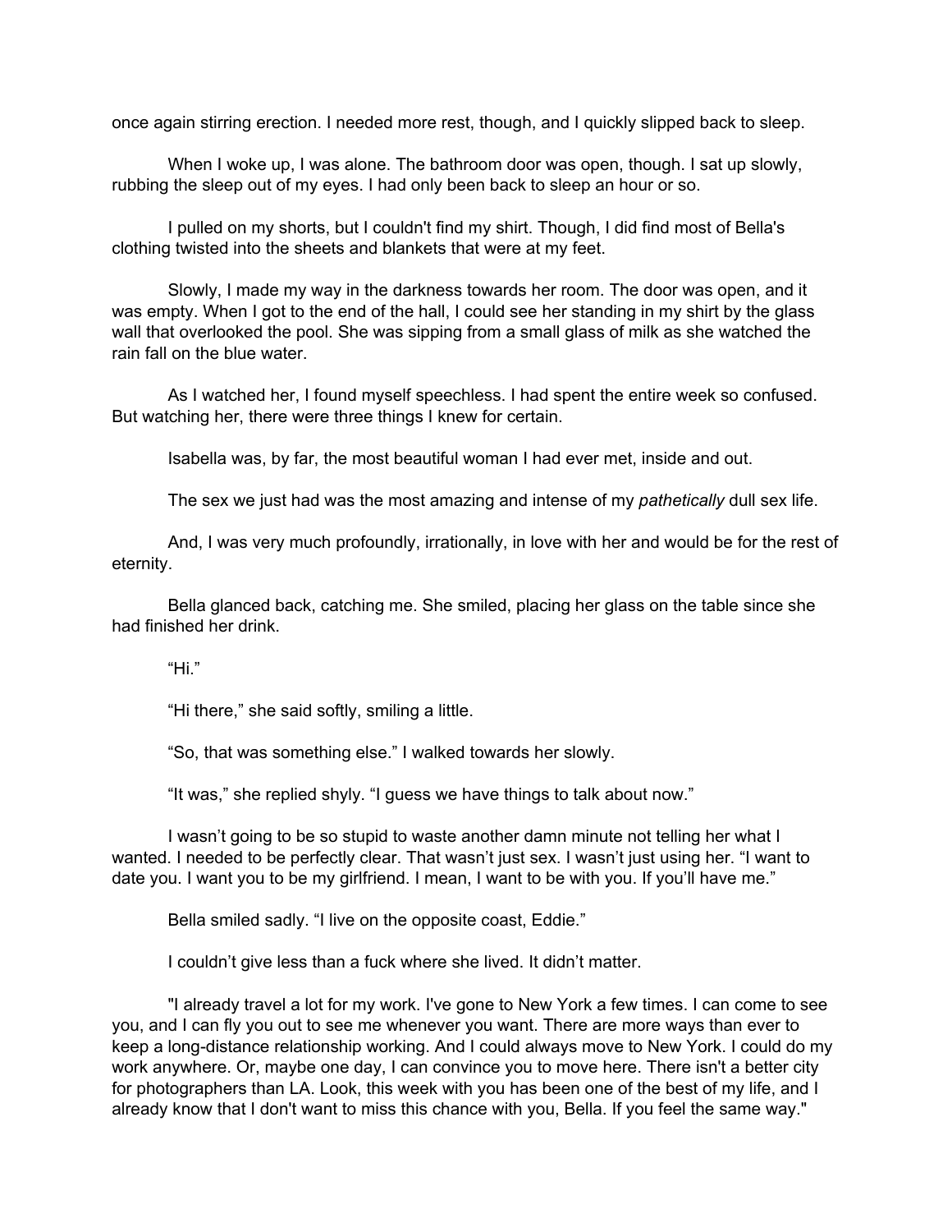once again stirring erection. I needed more rest, though, and I quickly slipped back to sleep.

When I woke up, I was alone. The bathroom door was open, though. I sat up slowly, rubbing the sleep out of my eyes. I had only been back to sleep an hour or so.

I pulled on my shorts, but I couldn't find my shirt. Though, I did find most of Bella's clothing twisted into the sheets and blankets that were at my feet.

Slowly, I made my way in the darkness towards her room. The door was open, and it was empty. When I got to the end of the hall, I could see her standing in my shirt by the glass wall that overlooked the pool. She was sipping from a small glass of milk as she watched the rain fall on the blue water.

As I watched her, I found myself speechless. I had spent the entire week so confused. But watching her, there were three things I knew for certain.

Isabella was, by far, the most beautiful woman I had ever met, inside and out.

The sex we just had was the most amazing and intense of my *pathetically* dull sex life.

And, I was very much profoundly, irrationally, in love with her and would be for the rest of eternity.

Bella glanced back, catching me. She smiled, placing her glass on the table since she had finished her drink.

"Hi."

"Hi there," she said softly, smiling a little.

"So, that was something else." I walked towards her slowly.

"It was," she replied shyly. "I guess we have things to talk about now."

I wasn't going to be so stupid to waste another damn minute not telling her what I wanted. I needed to be perfectly clear. That wasn't just sex. I wasn't just using her. "I want to date you. I want you to be my girlfriend. I mean, I want to be with you. If you'll have me."

Bella smiled sadly. "I live on the opposite coast, Eddie."

I couldn't give less than a fuck where she lived. It didn't matter.

"I already travel a lot for my work. I've gone to New York a few times. I can come to see you, and I can fly you out to see me whenever you want. There are more ways than ever to keep a long-distance relationship working. And I could always move to New York. I could do my work anywhere. Or, maybe one day, I can convince you to move here. There isn't a better city for photographers than LA. Look, this week with you has been one of the best of my life, and I already know that I don't want to miss this chance with you, Bella. If you feel the same way."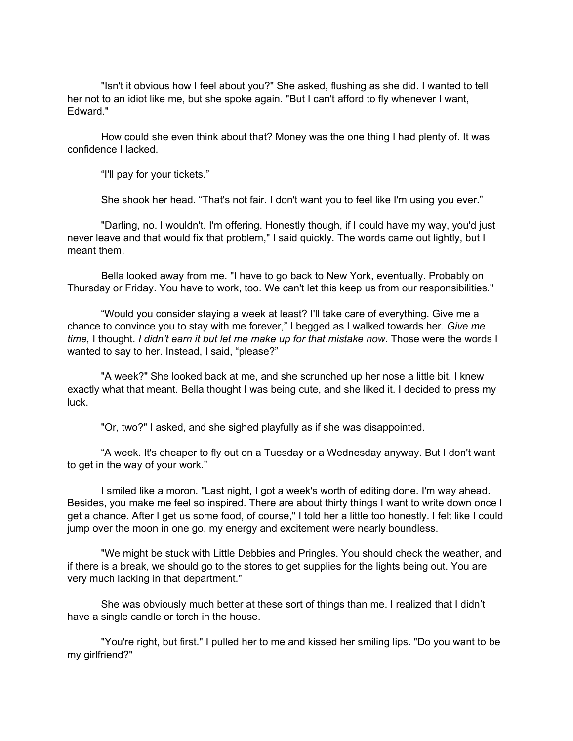"Isn't it obvious how I feel about you?" She asked, flushing as she did. I wanted to tell her not to an idiot like me, but she spoke again. "But I can't afford to fly whenever I want, Edward."

How could she even think about that? Money was the one thing I had plenty of. It was confidence I lacked.

"I'll pay for your tickets."

She shook her head. "That's not fair. I don't want you to feel like I'm using you ever."

"Darling, no. I wouldn't. I'm offering. Honestly though, if I could have my way, you'd just never leave and that would fix that problem," I said quickly. The words came out lightly, but I meant them.

Bella looked away from me. "I have to go back to New York, eventually. Probably on Thursday or Friday. You have to work, too. We can't let this keep us from our responsibilities."

"Would you consider staying a week at least? I'll take care of everything. Give me a chance to convince you to stay with me forever," I begged as I walked towards her. *Give me time,* I thought. *I didn't earn it but let me make up for that mistake now*. Those were the words I wanted to say to her. Instead, I said, "please?"

"A week?" She looked back at me, and she scrunched up her nose a little bit. I knew exactly what that meant. Bella thought I was being cute, and she liked it. I decided to press my luck.

"Or, two?" I asked, and she sighed playfully as if she was disappointed.

"A week. It's cheaper to fly out on a Tuesday or a Wednesday anyway. But I don't want to get in the way of your work."

I smiled like a moron. "Last night, I got a week's worth of editing done. I'm way ahead. Besides, you make me feel so inspired. There are about thirty things I want to write down once I get a chance. After I get us some food, of course," I told her a little too honestly. I felt like I could jump over the moon in one go, my energy and excitement were nearly boundless.

"We might be stuck with Little Debbies and Pringles. You should check the weather, and if there is a break, we should go to the stores to get supplies for the lights being out. You are very much lacking in that department."

She was obviously much better at these sort of things than me. I realized that I didn't have a single candle or torch in the house.

"You're right, but first." I pulled her to me and kissed her smiling lips. "Do you want to be my girlfriend?"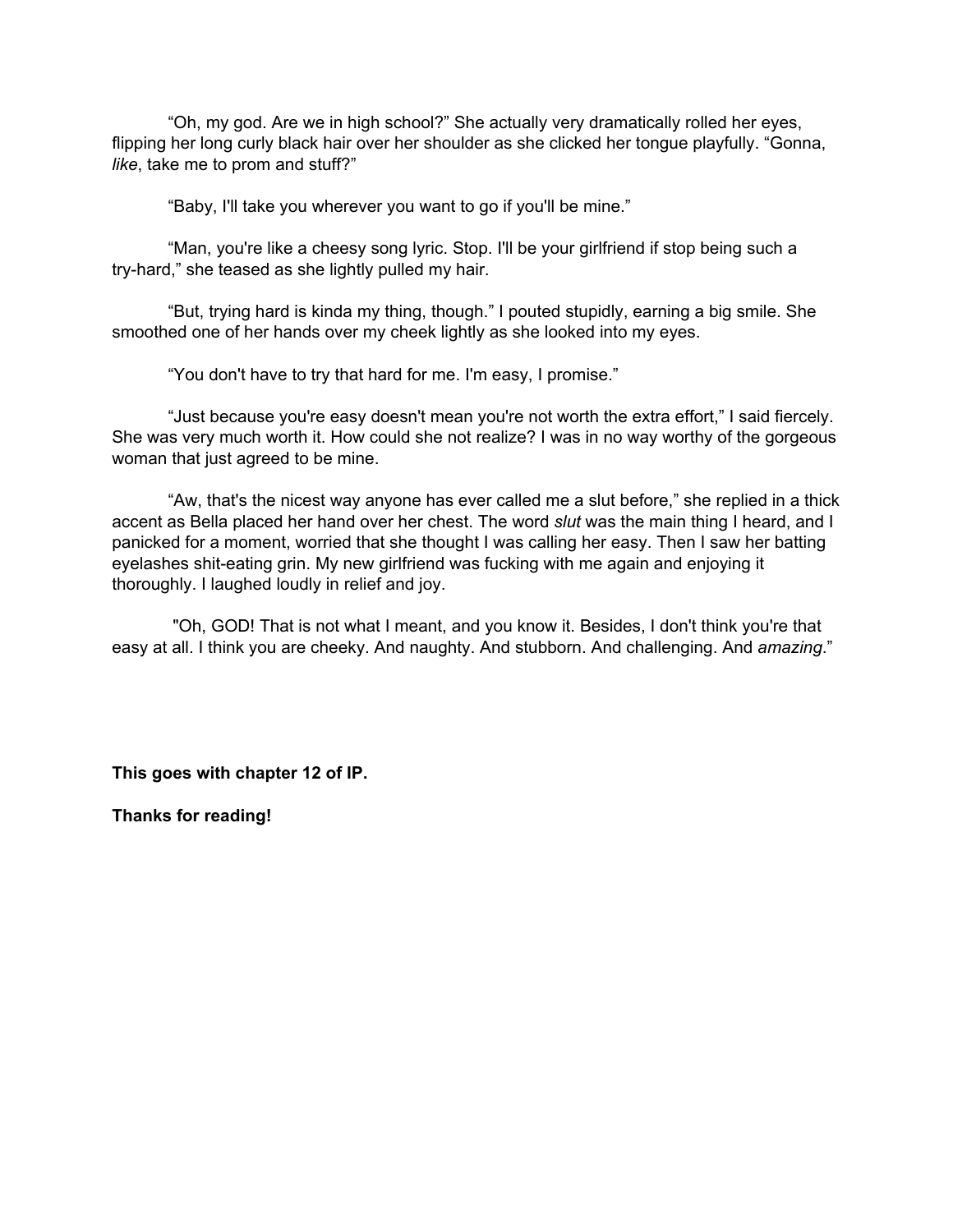“Oh, my god. Are we in high school?” She actually very dramatically rolled her eyes, flipping her long curly black hair over her shoulder as she clicked her tongue playfully. “Gonna, *like*, take me to prom and stuff?”

“Baby, I'll take you wherever you want to go if you'll be mine.”

“Man, you're like a cheesy song lyric. Stop. I'll be your girlfriend if stop being such a try-hard,” she teased as she lightly pulled my hair.

“But, trying hard is kinda my thing, though.” I pouted stupidly, earning a big smile. She smoothed one of her hands over my cheek lightly as she looked into my eyes.

“You don't have to try that hard for me. I'm easy, I promise.”

“Just because you're easy doesn't mean you're not worth the extra effort,” I said fiercely. She was very much worth it. How could she not realize? I was in no way worthy of the gorgeous woman that just agreed to be mine.

“Aw, that's the nicest way anyone has ever called me a slut before,” she replied in a thick accent as Bella placed her hand over her chest. The word *slut* was the main thing I heard, and I panicked for a moment, worried that she thought I was calling her easy. Then I saw her batting eyelashes shit-eating grin. My new girlfriend was fucking with me again and enjoying it thoroughly. I laughed loudly in relief and joy.

"Oh, GOD! That is not what I meant, and you know it. Besides, I don't think you're that easy at all. I think you are cheeky. And naughty. And stubborn. And challenging. And *amazing*.”

**This goes with chapter 12 of IP.**

**Thanks for reading!**